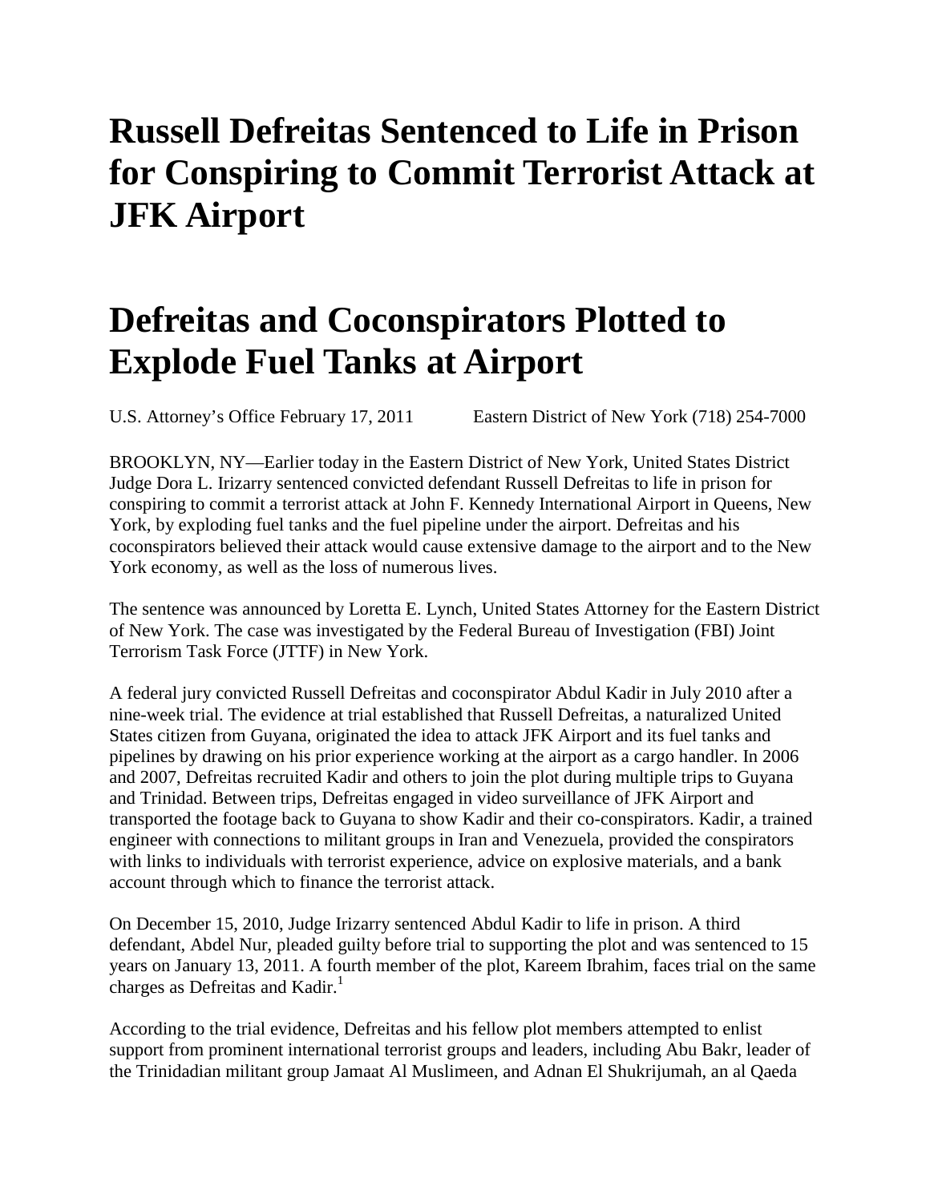# Russell Defreitas Sentenced to Life in Prison for Conspiring to Commit Terrorist Attack at JFK Airport

# Defreitas and Coconspirators Plotted to Explode Fuel Tanks at Airport

U.S. Attorney's Office February 17, 2011 Eastern District of New York (718) 254-7000

BROOKLYN, NY—Earlier today in the Eastern District of New York, United States District Judge Dora L. Irizarry sentenced convicted defendant Russell Defreitas to life in prison for conspiring to commit a terrorist attack at John F. Kennedy International Airport in Queens, New York, by exploding fuel tanks and the fuel pipeline under the airport. Defreitas and his coconspirators believed their attack would cause extensive damage to the airport and to the New York economy, as well as the loss of numerous lives.

The sentence was announced by Loretta E. Lynch, United States Attorney for the Eastern District of New York. The case was investigated by the Federal Bureau of Investigation (FBI) Joint Terrorism Task Force (JTTF) in New York.

A federal jury convicted Russell Defreitas and coconspirator Abdul Kadir in July 2010 after a nine-week trial. The evidence at trial established that Russell Defreitas, a naturalized United States citizen from Guyana, originated the idea to attack JFK Airport and its fuel tanks and pipelines by drawing on his prior experience working at the airport as a cargo handler. In 2006 and 2007, Defreitas recruited Kadir and others to join the plot during multiple trips to Guyana and Trinidad. Between trips, Defreitas engaged in video surveillance of JFK Airport and transported the footage back to Guyana to show Kadir and their co-conspirators. Kadir, a trained engineer with connections to militant groups in Iran and Venezuela, provided the conspirators with links to individuals with terrorist experience, advice on explosive materials, and a bank account through which to finance the terrorist attack.

On December 15, 2010, Judge Irizarry sentenced Abdul Kadir to life in prison. A third defendant, Abdel Nur, pleaded guilty before trial to supporting the plot and was sentenced to 15 years on January 13, 2011. A fourth member of the plot, Kareem Ibrahim, faces trial on the same charges as Defreitas and Kadir.[1]

According to the trial evidence, Defreitas and his fellow plot members attempted to enlist support from prominent international terrorist groups and leaders, including Abu Bakr, leader of the Trinidadian militant group Jamaat Al Muslimeen, and Adnan El Shukrijumah, an al Qaeda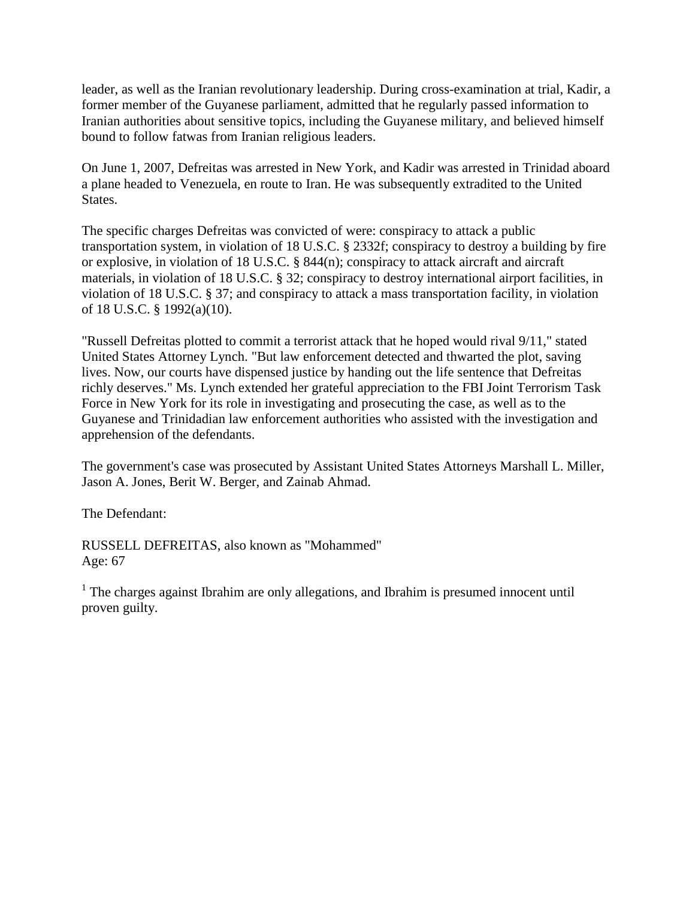leader, as well as the Iranian revolutionary leadership. During cross-examination at trial, Kadir, a former member of the Guyanese parliament, admitted that he regularly passed information to Iranian authorities about sensitive topics, including the Guyanese military, and believed himself bound to follow fatwas from Iranian religious leaders.

On June 1, 2007, Defreitas was arrested in New York, and Kadir was arrested in Trinidad aboard a plane headed to Venezuela, en route to Iran. He was subsequently extradited to the United States.

The specific charges Defreitas was convicted of were: conspiracy to attack a public transportation system, in violation of 18 U.S.C. § 2332f; conspiracy to destroy a building by fire or explosive, in violation of 18 U.S.C. § 844(n); conspiracy to attack aircraft and aircraft materials, in violation of 18 U.S.C. § 32; conspiracy to destroy international airport facilities, in violation of 18 U.S.C. § 37; and conspiracy to attack a mass transportation facility, in violation of 18 U.S.C. § 1992(a)(10).

"Russell Defreitas plotted to commit a terrorist attack that he hoped would rival 9/11," stated United States Attorney Lynch. "But law enforcement detected and thwarted the plot, saving lives. Now, our courts have dispensed justice by handing out the life sentence that Defreitas richly deserves." Ms. Lynch extended her grateful appreciation to the FBI Joint Terrorism Task Force in New York for its role in investigating and prosecuting the case, as well as to the Guyanese and Trinidadian law enforcement authorities who assisted with the investigation and apprehension of the defendants.

The government's case was prosecuted by Assistant United States Attorneys Marshall L. Miller, Jason A. Jones, Berit W. Berger, and Zainab Ahmad.

The Defendant:

RUSSELL DEFREITAS, also known as "Mohammed"
Age: 67

[1] The charges against Ibrahim are only allegations, and Ibrahim is presumed innocent until proven guilty.